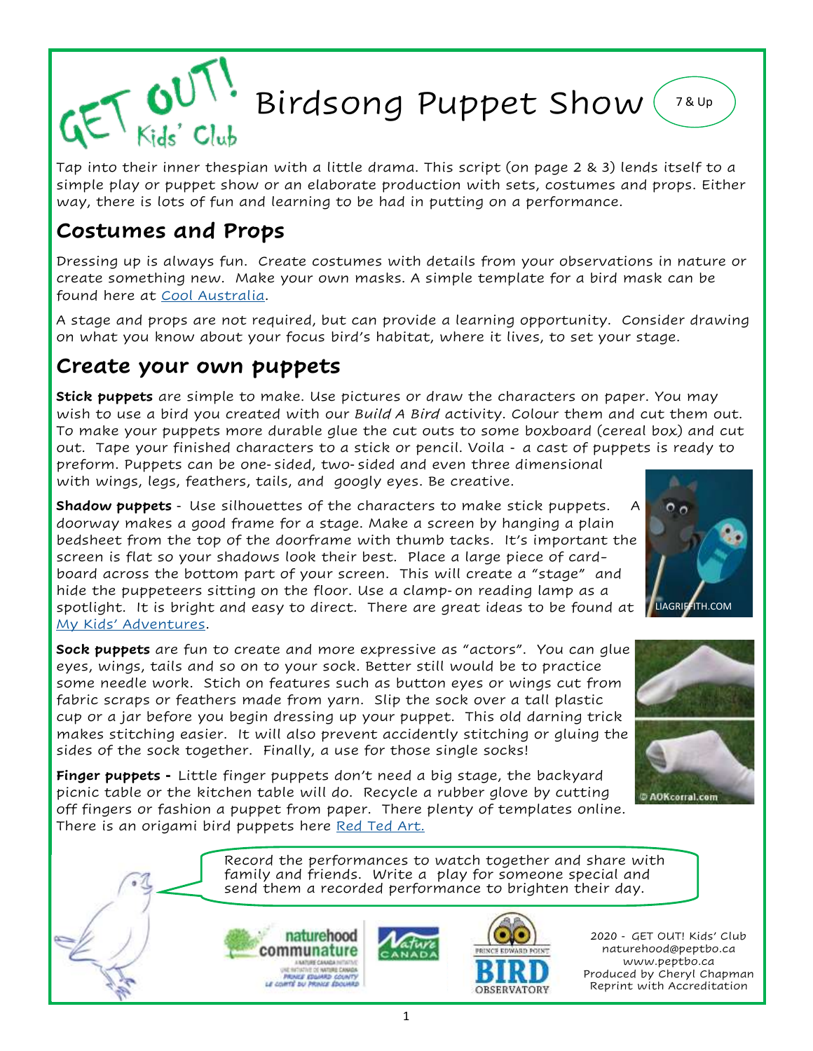# Birdsong Puppet Show

7 & Up

Tap into their inner thespian with a little drama. This script (on page 2 & 3) lends itself to a simple play or puppet show or an elaborate production with sets, costumes and props. Either way, there is lots of fun and learning to be had in putting on a performance.

## Costumes and Props

Dressing up is always fun. Create costumes with details from your observations in nature or create something new. Make your own masks. A simple template for a bird mask can be found here at Cool Australia.

A stage and props are not required, but can provide a learning opportunity. Consider drawing on what you know about your focus bird's habitat, where it lives, to set your stage.

## Create your own puppets

**Stick puppets** are simple to make. Use pictures or draw the characters on paper. You may wish to use a bird you created with our *Build A Bird* activity. Colour them and cut them out. To make your puppets more durable glue the cut outs to some boxboard (cereal box) and cut out. Tape your finished characters to a stick or pencil. Voila - a cast of puppets is ready to preform. Puppets can be one-sided, two-sided and even three dimensional with wings, legs, feathers, tails, and googly eyes. Be creative.

**Shadow puppets** - Use silhouettes of the characters to make stick puppets. A doorway makes a good frame for a stage. Make a screen by hanging a plain bedsheet from the top of the doorframe with thumb tacks. It's important the screen is flat so your shadows look their best. Place a large piece of card-board across the bottom part of your screen. This will create a "stage" and hide the puppeteers sitting on the floor. Use a clamp-on reading lamp as a spotlight. It is bright and easy to direct. There are great ideas to be found at My Kids' Adventures.

**Sock puppets** are fun to create and more expressive as "actors". You can glue eyes, wings, tails and so on to your sock. Better still would be to practice some needle work. Stich on features such as button eyes or wings cut from fabric scraps or feathers made from yarn. Slip the sock over a tall plastic cup or a jar before you begin dressing up your puppet. This old darning trick makes stitching easier. It will also prevent accidently stitching or gluing the sides of the sock together. Finally, a use for those single socks!

**Finger puppets -** Little finger puppets don't need a big stage, the backyard picnic table or the kitchen table will do. Recycle a rubber glove by cutting off fingers or fashion a puppet from paper. There plenty of templates online. There is an origami bird puppets here Red Ted Art.

Record the performances to watch together and share with family and friends. Write a play for someone special and send them a recorded performance to brighten their day.

2020 - GET OUT! Kids' Club
naturehood@peptbo.ca
www.peptbo.ca
Produced by Cheryl Chapman
Reprint with Accreditation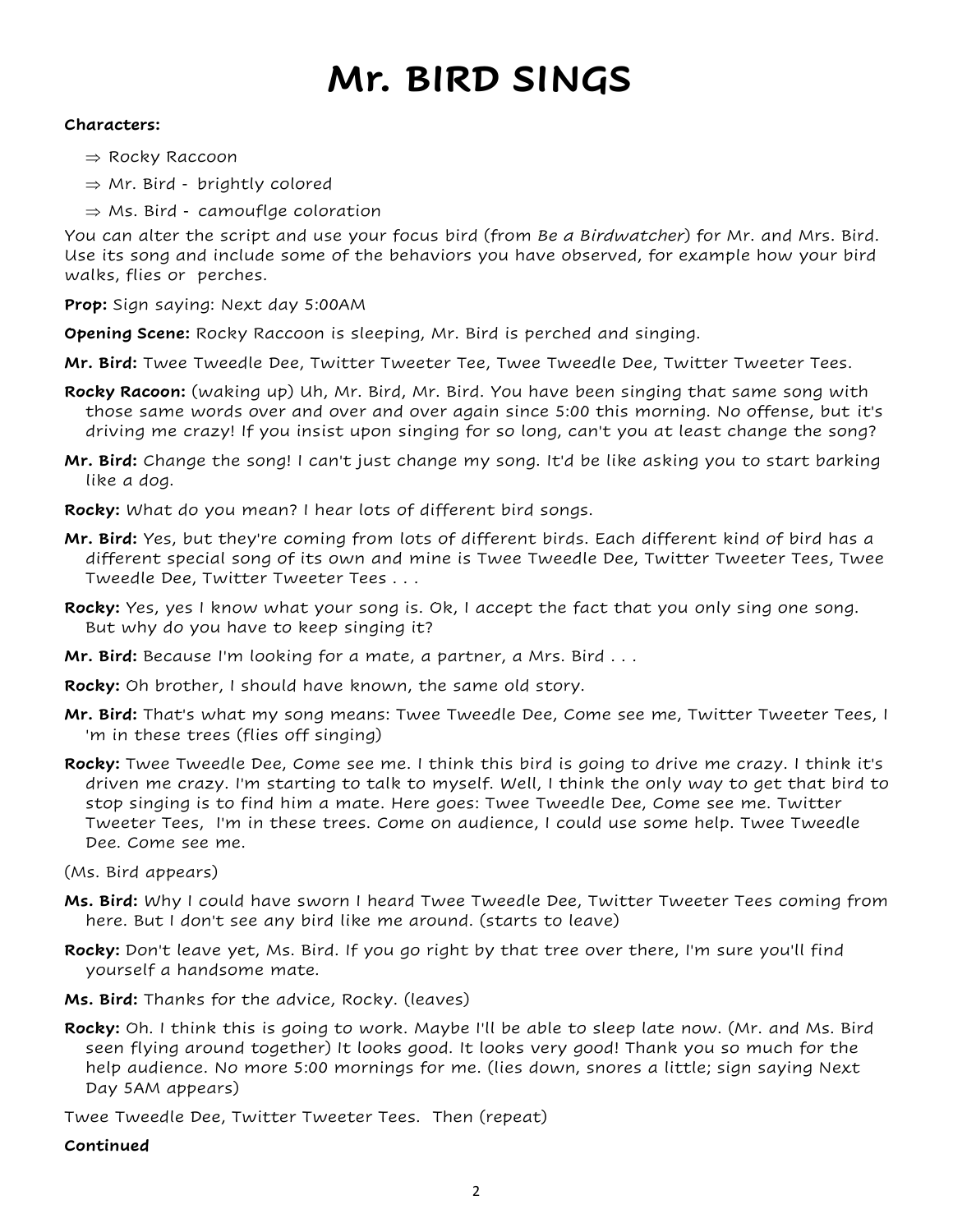# Mr. BIRD SINGS

**Characters:**

- ⇒ Rocky Raccoon
- ⇒ Mr. Bird - brightly colored
- ⇒ Ms. Bird - camouflge coloration

You can alter the script and use your focus bird (from *Be a Birdwatcher*) for Mr. and Mrs. Bird. Use its song and include some of the behaviors you have observed, for example how your bird walks, flies or perches.

**Prop:** Sign saying: Next day 5:00AM

**Opening Scene:** Rocky Raccoon is sleeping, Mr. Bird is perched and singing.

**Mr. Bird:** Twee Tweedle Dee, Twitter Tweeter Tee, Twee Tweedle Dee, Twitter Tweeter Tees.

**Rocky Racoon:** (waking up) Uh, Mr. Bird, Mr. Bird. You have been singing that same song with those same words over and over and over again since 5:00 this morning. No offense, but it's driving me crazy! If you insist upon singing for so long, can't you at least change the song?

**Mr. Bird:** Change the song! I can't just change my song. It'd be like asking you to start barking like a dog.

**Rocky:** What do you mean? I hear lots of different bird songs.

**Mr. Bird:** Yes, but they're coming from lots of different birds. Each different kind of bird has a different special song of its own and mine is Twee Tweedle Dee, Twitter Tweeter Tees, Twee Tweedle Dee, Twitter Tweeter Tees . . .

**Rocky:** Yes, yes I know what your song is. Ok, I accept the fact that you only sing one song. But why do you have to keep singing it?

**Mr. Bird:** Because I'm looking for a mate, a partner, a Mrs. Bird . . .

**Rocky:** Oh brother, I should have known, the same old story.

**Mr. Bird:** That's what my song means: Twee Tweedle Dee, Come see me, Twitter Tweeter Tees, I 'm in these trees (flies off singing)

**Rocky:** Twee Tweedle Dee, Come see me. I think this bird is going to drive me crazy. I think it's driven me crazy. I'm starting to talk to myself. Well, I think the only way to get that bird to stop singing is to find him a mate. Here goes: Twee Tweedle Dee, Come see me. Twitter Tweeter Tees, I'm in these trees. Come on audience, I could use some help. Twee Tweedle Dee. Come see me.

(Ms. Bird appears)

**Ms. Bird:** Why I could have sworn I heard Twee Tweedle Dee, Twitter Tweeter Tees coming from here. But I don't see any bird like me around. (starts to leave)

**Rocky:** Don't leave yet, Ms. Bird. If you go right by that tree over there, I'm sure you'll find yourself a handsome mate.

**Ms. Bird:** Thanks for the advice, Rocky. (leaves)

**Rocky:** Oh. I think this is going to work. Maybe I'll be able to sleep late now. (Mr. and Ms. Bird seen flying around together) It looks good. It looks very good! Thank you so much for the help audience. No more 5:00 mornings for me. (lies down, snores a little; sign saying Next Day 5AM appears)

Twee Tweedle Dee, Twitter Tweeter Tees. Then (repeat)

**Continued**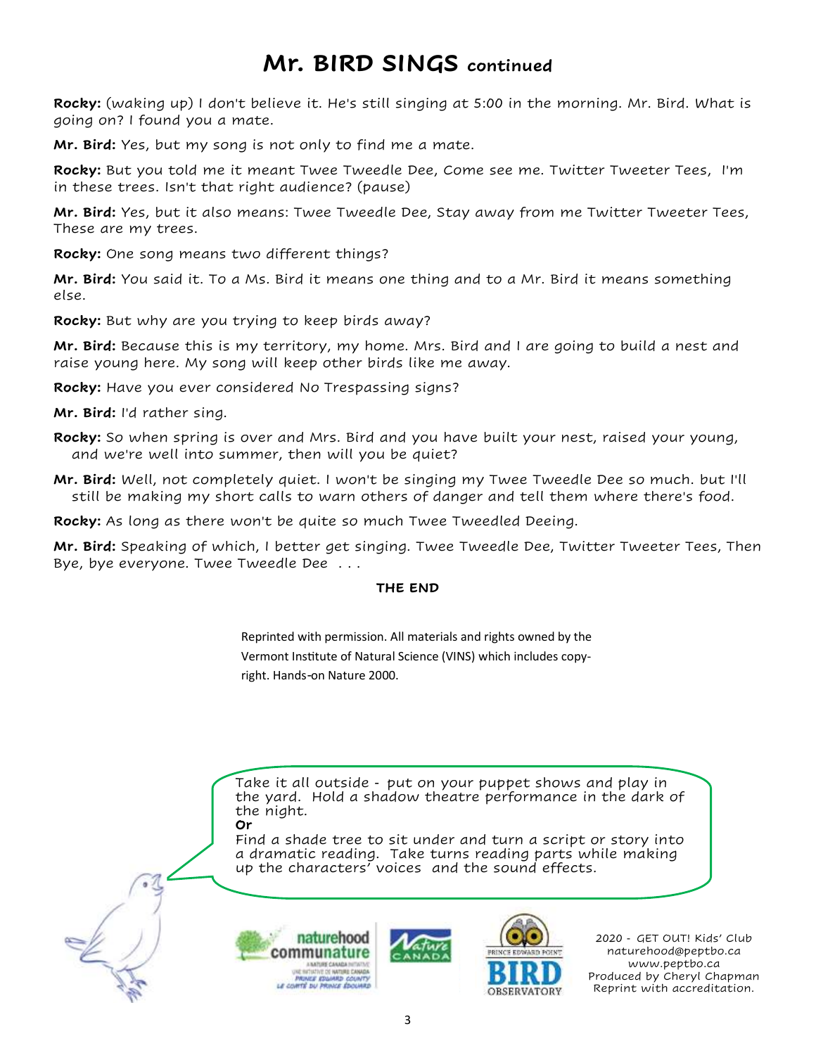# Mr. BIRD SINGS *continued*

**Rocky:** (waking up) I don't believe it. He's still singing at 5:00 in the morning. Mr. Bird. What is going on? I found you a mate.

**Mr. Bird:** Yes, but my song is not only to find me a mate.

**Rocky:** But you told me it meant Twee Tweedle Dee, Come see me. Twitter Tweeter Tees, I'm in these trees. Isn't that right audience? (pause)

**Mr. Bird:** Yes, but it also means: Twee Tweedle Dee, Stay away from me Twitter Tweeter Tees, These are my trees.

**Rocky:** One song means two different things?

**Mr. Bird:** You said it. To a Ms. Bird it means one thing and to a Mr. Bird it means something else.

**Rocky:** But why are you trying to keep birds away?

**Mr. Bird:** Because this is my territory, my home. Mrs. Bird and I are going to build a nest and raise young here. My song will keep other birds like me away.

**Rocky:** Have you ever considered No Trespassing signs?

**Mr. Bird:** I'd rather sing.

**Rocky:** So when spring is over and Mrs. Bird and you have built your nest, raised your young, and we're well into summer, then will you be quiet?

**Mr. Bird:** Well, not completely quiet. I won't be singing my Twee Tweedle Dee so much. but I'll still be making my short calls to warn others of danger and tell them where there's food.

**Rocky:** As long as there won't be quite so much Twee Tweedled Deeing.

**Mr. Bird:** Speaking of which, I better get singing. Twee Tweedle Dee, Twitter Tweeter Tees, Then Bye, bye everyone. Twee Tweedle Dee . . .

**THE END**

Reprinted with permission. All materials and rights owned by the Vermont Institute of Natural Science (VINS) which includes copyright. Hands-on Nature 2000.

Take it all outside - put on your puppet shows and play in the yard. Hold a shadow theatre performance in the dark of the night.
**Or**
Find a shade tree to sit under and turn a script or story into a dramatic reading. Take turns reading parts while making up the characters' voices and the sound effects.

naturehood communature — A Nature Canada initiative / Une initiative de Nature Canada — Prince Edward County / Le comté du Prince Édouard

Nature Canada

Prince Edward Point Bird Observatory

2020 - GET OUT! Kids' Club
naturehood@peptbo.ca
www.peptbo.ca
Produced by Cheryl Chapman
Reprint with accreditation.